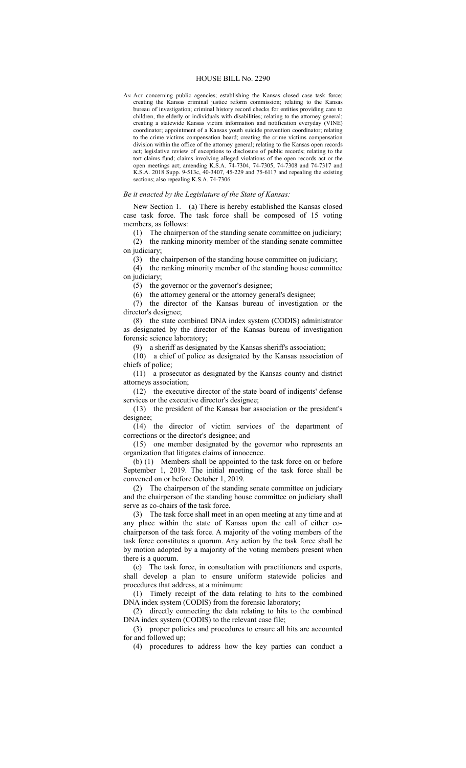# HOUSE BILL No. 2290

AN ACT concerning public agencies; establishing the Kansas closed case task force; creating the Kansas criminal justice reform commission; relating to the Kansas bureau of investigation; criminal history record checks for entities providing care to children, the elderly or individuals with disabilities; relating to the attorney general; creating a statewide Kansas victim information and notification everyday (VINE) coordinator; appointment of a Kansas youth suicide prevention coordinator; relating to the crime victims compensation board; creating the crime victims compensation division within the office of the attorney general; relating to the Kansas open records act; legislative review of exceptions to disclosure of public records; relating to the tort claims fund; claims involving alleged violations of the open records act or the open meetings act; amending K.S.A. 74-7304, 74-7305, 74-7308 and 74-7317 and K.S.A. 2018 Supp. 9-513c, 40-3407, 45-229 and 75-6117 and repealing the existing sections; also repealing K.S.A. 74-7306.

*Be it enacted by the Legislature of the State of Kansas:*

New Section 1. (a) There is hereby established the Kansas closed case task force. The task force shall be composed of 15 voting members, as follows:

(1) The chairperson of the standing senate committee on judiciary;

(2) the ranking minority member of the standing senate committee on judiciary;

(3) the chairperson of the standing house committee on judiciary;

(4) the ranking minority member of the standing house committee on judiciary;

(5) the governor or the governor's designee;

(6) the attorney general or the attorney general's designee;

(7) the director of the Kansas bureau of investigation or the director's designee;

(8) the state combined DNA index system (CODIS) administrator as designated by the director of the Kansas bureau of investigation forensic science laboratory;

(9) a sheriff as designated by the Kansas sheriff's association;

(10) a chief of police as designated by the Kansas association of chiefs of police;

(11) a prosecutor as designated by the Kansas county and district attorneys association;

(12) the executive director of the state board of indigents' defense services or the executive director's designee;

(13) the president of the Kansas bar association or the president's designee;

(14) the director of victim services of the department of corrections or the director's designee; and

(15) one member designated by the governor who represents an organization that litigates claims of innocence.

(b) (1) Members shall be appointed to the task force on or before September 1, 2019. The initial meeting of the task force shall be convened on or before October 1, 2019.

(2) The chairperson of the standing senate committee on judiciary and the chairperson of the standing house committee on judiciary shall serve as co-chairs of the task force.

(3) The task force shall meet in an open meeting at any time and at any place within the state of Kansas upon the call of either co-chairperson of the task force. A majority of the voting members of the task force constitutes a quorum. Any action by the task force shall be by motion adopted by a majority of the voting members present when there is a quorum.

(c) The task force, in consultation with practitioners and experts, shall develop a plan to ensure uniform statewide policies and procedures that address, at a minimum:

(1) Timely receipt of the data relating to hits to the combined DNA index system (CODIS) from the forensic laboratory;

(2) directly connecting the data relating to hits to the combined DNA index system (CODIS) to the relevant case file;

(3) proper policies and procedures to ensure all hits are accounted for and followed up;

(4) procedures to address how the key parties can conduct a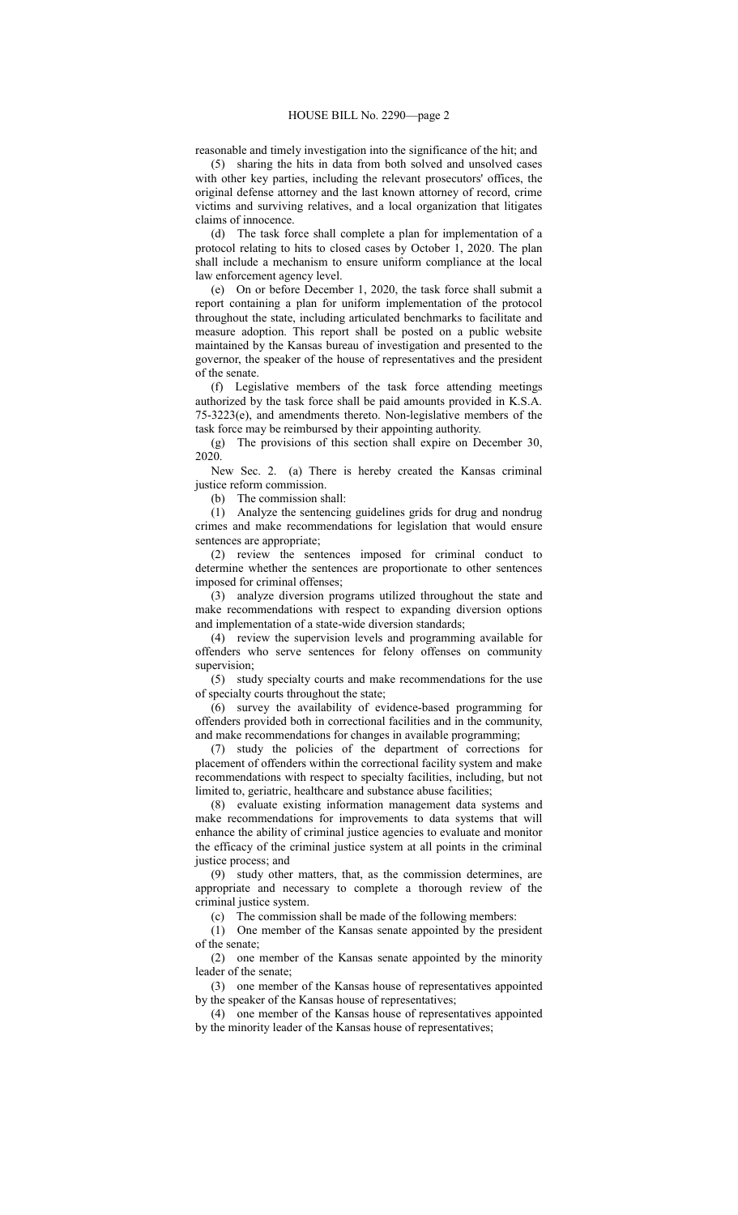reasonable and timely investigation into the significance of the hit; and

(5) sharing the hits in data from both solved and unsolved cases with other key parties, including the relevant prosecutors' offices, the original defense attorney and the last known attorney of record, crime victims and surviving relatives, and a local organization that litigates claims of innocence.

(d) The task force shall complete a plan for implementation of a protocol relating to hits to closed cases by October 1, 2020. The plan shall include a mechanism to ensure uniform compliance at the local law enforcement agency level.

(e) On or before December 1, 2020, the task force shall submit a report containing a plan for uniform implementation of the protocol throughout the state, including articulated benchmarks to facilitate and measure adoption. This report shall be posted on a public website maintained by the Kansas bureau of investigation and presented to the governor, the speaker of the house of representatives and the president of the senate.

(f) Legislative members of the task force attending meetings authorized by the task force shall be paid amounts provided in K.S.A. 75-3223(e), and amendments thereto. Non-legislative members of the task force may be reimbursed by their appointing authority.

(g) The provisions of this section shall expire on December 30, 2020.

New Sec. 2. (a) There is hereby created the Kansas criminal justice reform commission.

(b) The commission shall:

(1) Analyze the sentencing guidelines grids for drug and nondrug crimes and make recommendations for legislation that would ensure sentences are appropriate;

(2) review the sentences imposed for criminal conduct to determine whether the sentences are proportionate to other sentences imposed for criminal offenses;

(3) analyze diversion programs utilized throughout the state and make recommendations with respect to expanding diversion options and implementation of a state-wide diversion standards;

(4) review the supervision levels and programming available for offenders who serve sentences for felony offenses on community supervision;

(5) study specialty courts and make recommendations for the use of specialty courts throughout the state;

(6) survey the availability of evidence-based programming for offenders provided both in correctional facilities and in the community, and make recommendations for changes in available programming;

(7) study the policies of the department of corrections for placement of offenders within the correctional facility system and make recommendations with respect to specialty facilities, including, but not limited to, geriatric, healthcare and substance abuse facilities;

(8) evaluate existing information management data systems and make recommendations for improvements to data systems that will enhance the ability of criminal justice agencies to evaluate and monitor the efficacy of the criminal justice system at all points in the criminal justice process; and

(9) study other matters, that, as the commission determines, are appropriate and necessary to complete a thorough review of the criminal justice system.

(c) The commission shall be made of the following members:

(1) One member of the Kansas senate appointed by the president of the senate;

(2) one member of the Kansas senate appointed by the minority leader of the senate;

(3) one member of the Kansas house of representatives appointed by the speaker of the Kansas house of representatives;

(4) one member of the Kansas house of representatives appointed by the minority leader of the Kansas house of representatives;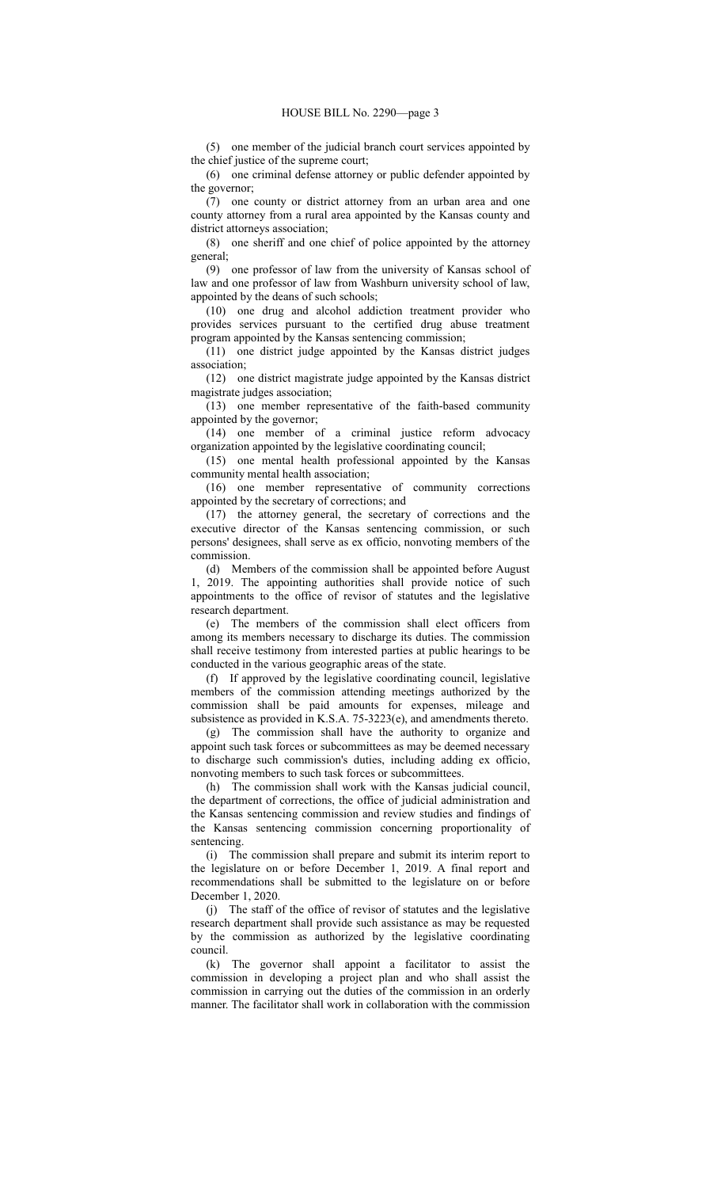(5) one member of the judicial branch court services appointed by the chief justice of the supreme court;

(6) one criminal defense attorney or public defender appointed by the governor;

(7) one county or district attorney from an urban area and one county attorney from a rural area appointed by the Kansas county and district attorneys association;

(8) one sheriff and one chief of police appointed by the attorney general;

(9) one professor of law from the university of Kansas school of law and one professor of law from Washburn university school of law, appointed by the deans of such schools;

(10) one drug and alcohol addiction treatment provider who provides services pursuant to the certified drug abuse treatment program appointed by the Kansas sentencing commission;

(11) one district judge appointed by the Kansas district judges association;

(12) one district magistrate judge appointed by the Kansas district magistrate judges association;

(13) one member representative of the faith-based community appointed by the governor;

(14) one member of a criminal justice reform advocacy organization appointed by the legislative coordinating council;

(15) one mental health professional appointed by the Kansas community mental health association;

(16) one member representative of community corrections appointed by the secretary of corrections; and

(17) the attorney general, the secretary of corrections and the executive director of the Kansas sentencing commission, or such persons' designees, shall serve as ex officio, nonvoting members of the commission.

(d) Members of the commission shall be appointed before August 1, 2019. The appointing authorities shall provide notice of such appointments to the office of revisor of statutes and the legislative research department.

(e) The members of the commission shall elect officers from among its members necessary to discharge its duties. The commission shall receive testimony from interested parties at public hearings to be conducted in the various geographic areas of the state.

(f) If approved by the legislative coordinating council, legislative members of the commission attending meetings authorized by the commission shall be paid amounts for expenses, mileage and subsistence as provided in K.S.A. 75-3223(e), and amendments thereto.

(g) The commission shall have the authority to organize and appoint such task forces or subcommittees as may be deemed necessary to discharge such commission's duties, including adding ex officio, nonvoting members to such task forces or subcommittees.

(h) The commission shall work with the Kansas judicial council, the department of corrections, the office of judicial administration and the Kansas sentencing commission and review studies and findings of the Kansas sentencing commission concerning proportionality of sentencing.

(i) The commission shall prepare and submit its interim report to the legislature on or before December 1, 2019. A final report and recommendations shall be submitted to the legislature on or before December 1, 2020.

(j) The staff of the office of revisor of statutes and the legislative research department shall provide such assistance as may be requested by the commission as authorized by the legislative coordinating council.

(k) The governor shall appoint a facilitator to assist the commission in developing a project plan and who shall assist the commission in carrying out the duties of the commission in an orderly manner. The facilitator shall work in collaboration with the commission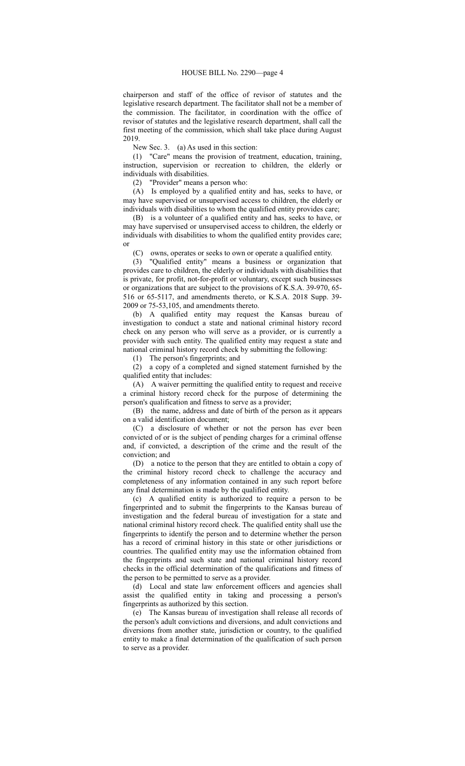chairperson and staff of the office of revisor of statutes and the legislative research department. The facilitator shall not be a member of the commission. The facilitator, in coordination with the office of revisor of statutes and the legislative research department, shall call the first meeting of the commission, which shall take place during August 2019.

New Sec. 3. (a) As used in this section:

(1) "Care" means the provision of treatment, education, training, instruction, supervision or recreation to children, the elderly or individuals with disabilities.

(2) "Provider" means a person who:

(A) Is employed by a qualified entity and has, seeks to have, or may have supervised or unsupervised access to children, the elderly or individuals with disabilities to whom the qualified entity provides care;

(B) is a volunteer of a qualified entity and has, seeks to have, or may have supervised or unsupervised access to children, the elderly or individuals with disabilities to whom the qualified entity provides care; or

(C) owns, operates or seeks to own or operate a qualified entity.

(3) "Qualified entity" means a business or organization that provides care to children, the elderly or individuals with disabilities that is private, for profit, not-for-profit or voluntary, except such businesses or organizations that are subject to the provisions of K.S.A. 39-970, 65-516 or 65-5117, and amendments thereto, or K.S.A. 2018 Supp. 39-2009 or 75-53,105, and amendments thereto.

(b) A qualified entity may request the Kansas bureau of investigation to conduct a state and national criminal history record check on any person who will serve as a provider, or is currently a provider with such entity. The qualified entity may request a state and national criminal history record check by submitting the following:

(1) The person's fingerprints; and

(2) a copy of a completed and signed statement furnished by the qualified entity that includes:

(A) A waiver permitting the qualified entity to request and receive a criminal history record check for the purpose of determining the person's qualification and fitness to serve as a provider;

(B) the name, address and date of birth of the person as it appears on a valid identification document;

(C) a disclosure of whether or not the person has ever been convicted of or is the subject of pending charges for a criminal offense and, if convicted, a description of the crime and the result of the conviction; and

(D) a notice to the person that they are entitled to obtain a copy of the criminal history record check to challenge the accuracy and completeness of any information contained in any such report before any final determination is made by the qualified entity.

(c) A qualified entity is authorized to require a person to be fingerprinted and to submit the fingerprints to the Kansas bureau of investigation and the federal bureau of investigation for a state and national criminal history record check. The qualified entity shall use the fingerprints to identify the person and to determine whether the person has a record of criminal history in this state or other jurisdictions or countries. The qualified entity may use the information obtained from the fingerprints and such state and national criminal history record checks in the official determination of the qualifications and fitness of the person to be permitted to serve as a provider.

(d) Local and state law enforcement officers and agencies shall assist the qualified entity in taking and processing a person's fingerprints as authorized by this section.

(e) The Kansas bureau of investigation shall release all records of the person's adult convictions and diversions, and adult convictions and diversions from another state, jurisdiction or country, to the qualified entity to make a final determination of the qualification of such person to serve as a provider.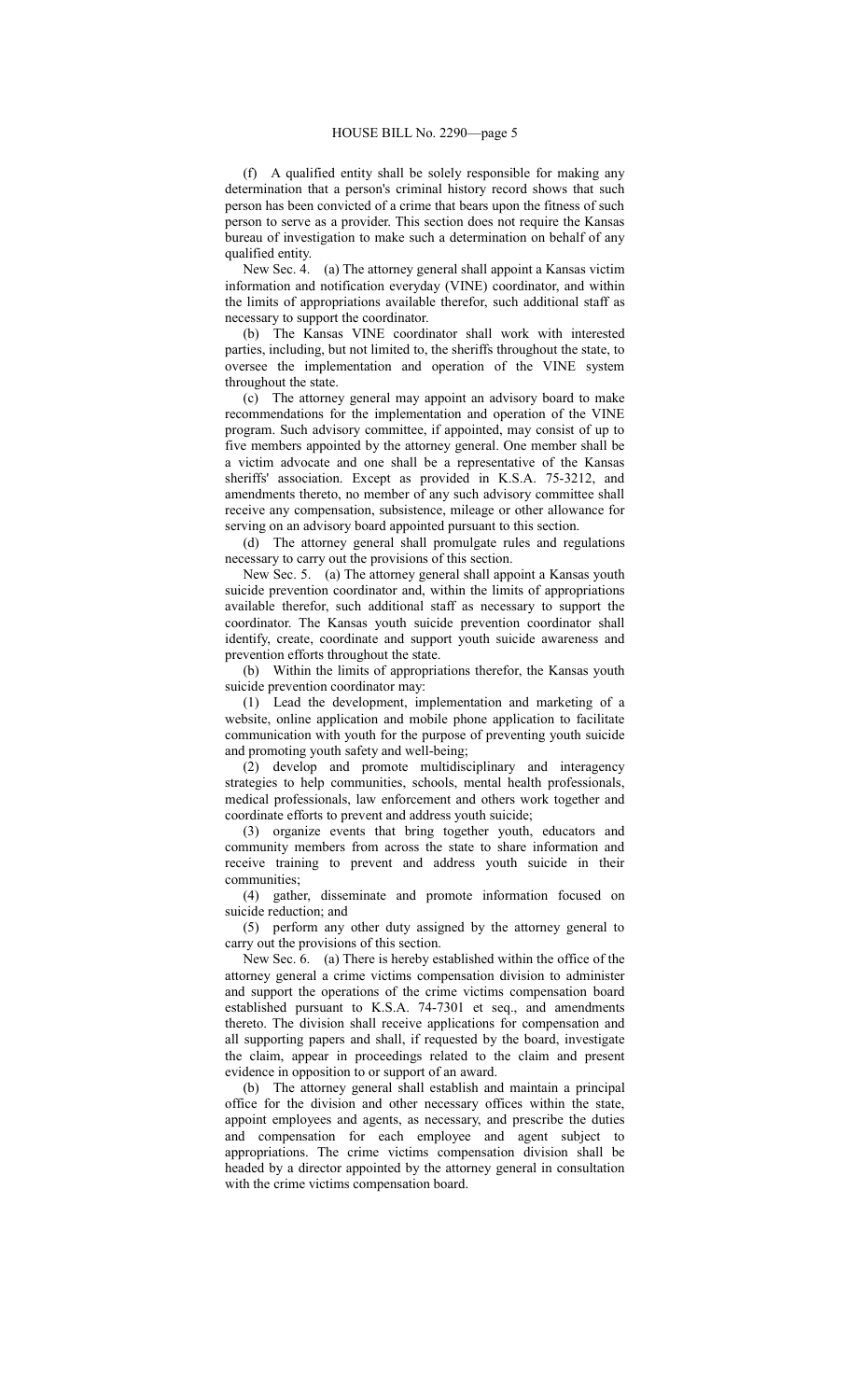(f) A qualified entity shall be solely responsible for making any determination that a person's criminal history record shows that such person has been convicted of a crime that bears upon the fitness of such person to serve as a provider. This section does not require the Kansas bureau of investigation to make such a determination on behalf of any qualified entity.

New Sec. 4. (a) The attorney general shall appoint a Kansas victim information and notification everyday (VINE) coordinator, and within the limits of appropriations available therefor, such additional staff as necessary to support the coordinator.

(b) The Kansas VINE coordinator shall work with interested parties, including, but not limited to, the sheriffs throughout the state, to oversee the implementation and operation of the VINE system throughout the state.

(c) The attorney general may appoint an advisory board to make recommendations for the implementation and operation of the VINE program. Such advisory committee, if appointed, may consist of up to five members appointed by the attorney general. One member shall be a victim advocate and one shall be a representative of the Kansas sheriffs' association. Except as provided in K.S.A. 75-3212, and amendments thereto, no member of any such advisory committee shall receive any compensation, subsistence, mileage or other allowance for serving on an advisory board appointed pursuant to this section.

(d) The attorney general shall promulgate rules and regulations necessary to carry out the provisions of this section.

New Sec. 5. (a) The attorney general shall appoint a Kansas youth suicide prevention coordinator and, within the limits of appropriations available therefor, such additional staff as necessary to support the coordinator. The Kansas youth suicide prevention coordinator shall identify, create, coordinate and support youth suicide awareness and prevention efforts throughout the state.

(b) Within the limits of appropriations therefor, the Kansas youth suicide prevention coordinator may:

(1) Lead the development, implementation and marketing of a website, online application and mobile phone application to facilitate communication with youth for the purpose of preventing youth suicide and promoting youth safety and well-being;

(2) develop and promote multidisciplinary and interagency strategies to help communities, schools, mental health professionals, medical professionals, law enforcement and others work together and coordinate efforts to prevent and address youth suicide;

(3) organize events that bring together youth, educators and community members from across the state to share information and receive training to prevent and address youth suicide in their communities;

(4) gather, disseminate and promote information focused on suicide reduction; and

(5) perform any other duty assigned by the attorney general to carry out the provisions of this section.

New Sec. 6. (a) There is hereby established within the office of the attorney general a crime victims compensation division to administer and support the operations of the crime victims compensation board established pursuant to K.S.A. 74-7301 et seq., and amendments thereto. The division shall receive applications for compensation and all supporting papers and shall, if requested by the board, investigate the claim, appear in proceedings related to the claim and present evidence in opposition to or support of an award.

(b) The attorney general shall establish and maintain a principal office for the division and other necessary offices within the state, appoint employees and agents, as necessary, and prescribe the duties and compensation for each employee and agent subject to appropriations. The crime victims compensation division shall be headed by a director appointed by the attorney general in consultation with the crime victims compensation board.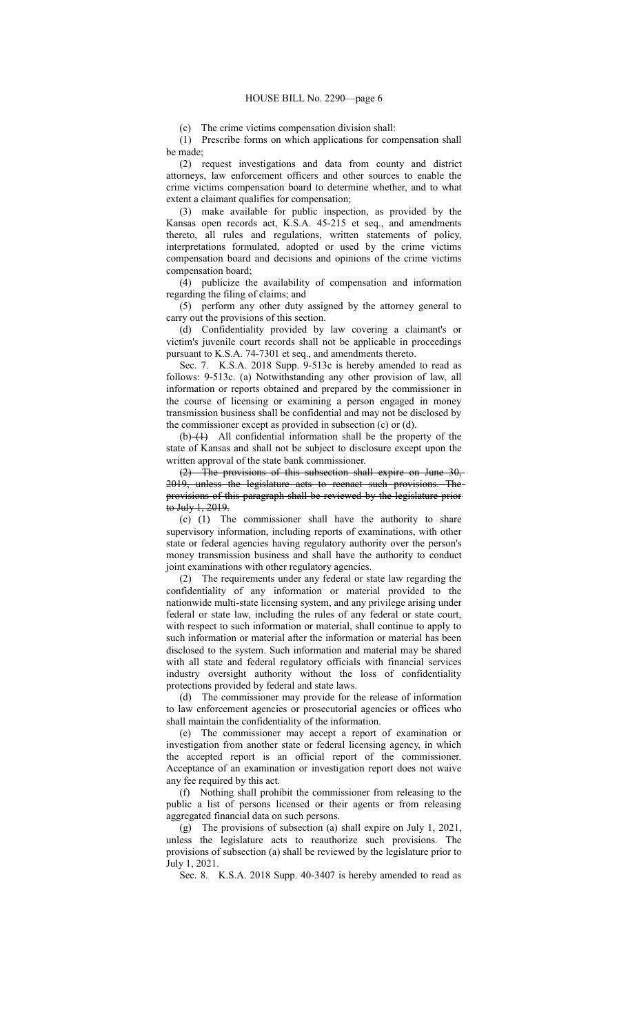(c) The crime victims compensation division shall:

(1) Prescribe forms on which applications for compensation shall be made;

(2) request investigations and data from county and district attorneys, law enforcement officers and other sources to enable the crime victims compensation board to determine whether, and to what extent a claimant qualifies for compensation;

(3) make available for public inspection, as provided by the Kansas open records act, K.S.A. 45-215 et seq., and amendments thereto, all rules and regulations, written statements of policy, interpretations formulated, adopted or used by the crime victims compensation board and decisions and opinions of the crime victims compensation board;

(4) publicize the availability of compensation and information regarding the filing of claims; and

(5) perform any other duty assigned by the attorney general to carry out the provisions of this section.

(d) Confidentiality provided by law covering a claimant's or victim's juvenile court records shall not be applicable in proceedings pursuant to K.S.A. 74-7301 et seq., and amendments thereto.

Sec. 7. K.S.A. 2018 Supp. 9-513c is hereby amended to read as follows: 9-513c. (a) Notwithstanding any other provision of law, all information or reports obtained and prepared by the commissioner in the course of licensing or examining a person engaged in money transmission business shall be confidential and may not be disclosed by the commissioner except as provided in subsection (c) or (d).

(b) ~~(1)~~ All confidential information shall be the property of the state of Kansas and shall not be subject to disclosure except upon the written approval of the state bank commissioner.

~~(2) The provisions of this subsection shall expire on June 30, 2019, unless the legislature acts to reenact such provisions. The provisions of this paragraph shall be reviewed by the legislature prior to July 1, 2019.~~

(c) (1) The commissioner shall have the authority to share supervisory information, including reports of examinations, with other state or federal agencies having regulatory authority over the person's money transmission business and shall have the authority to conduct joint examinations with other regulatory agencies.

(2) The requirements under any federal or state law regarding the confidentiality of any information or material provided to the nationwide multi-state licensing system, and any privilege arising under federal or state law, including the rules of any federal or state court, with respect to such information or material, shall continue to apply to such information or material after the information or material has been disclosed to the system. Such information and material may be shared with all state and federal regulatory officials with financial services industry oversight authority without the loss of confidentiality protections provided by federal and state laws.

(d) The commissioner may provide for the release of information to law enforcement agencies or prosecutorial agencies or offices who shall maintain the confidentiality of the information.

(e) The commissioner may accept a report of examination or investigation from another state or federal licensing agency, in which the accepted report is an official report of the commissioner. Acceptance of an examination or investigation report does not waive any fee required by this act.

(f) Nothing shall prohibit the commissioner from releasing to the public a list of persons licensed or their agents or from releasing aggregated financial data on such persons.

(g) The provisions of subsection (a) shall expire on July 1, 2021, unless the legislature acts to reauthorize such provisions. The provisions of subsection (a) shall be reviewed by the legislature prior to July 1, 2021.

Sec. 8. K.S.A. 2018 Supp. 40-3407 is hereby amended to read as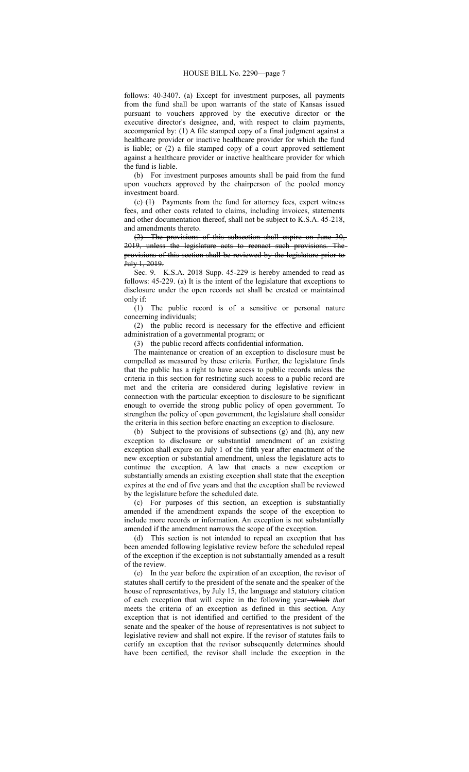follows: 40-3407. (a) Except for investment purposes, all payments from the fund shall be upon warrants of the state of Kansas issued pursuant to vouchers approved by the executive director or the executive director's designee, and, with respect to claim payments, accompanied by: (1) A file stamped copy of a final judgment against a healthcare provider or inactive healthcare provider for which the fund is liable; or (2) a file stamped copy of a court approved settlement against a healthcare provider or inactive healthcare provider for which the fund is liable.

(b) For investment purposes amounts shall be paid from the fund upon vouchers approved by the chairperson of the pooled money investment board.

(c) ~~(1)~~ Payments from the fund for attorney fees, expert witness fees, and other costs related to claims, including invoices, statements and other documentation thereof, shall not be subject to K.S.A. 45-218, and amendments thereto.

~~(2) The provisions of this subsection shall expire on June 30, 2019, unless the legislature acts to reenact such provisions. The provisions of this section shall be reviewed by the legislature prior to July 1, 2019.~~

Sec. 9. K.S.A. 2018 Supp. 45-229 is hereby amended to read as follows: 45-229. (a) It is the intent of the legislature that exceptions to disclosure under the open records act shall be created or maintained only if:

(1) The public record is of a sensitive or personal nature concerning individuals;

(2) the public record is necessary for the effective and efficient administration of a governmental program; or

(3) the public record affects confidential information.

The maintenance or creation of an exception to disclosure must be compelled as measured by these criteria. Further, the legislature finds that the public has a right to have access to public records unless the criteria in this section for restricting such access to a public record are met and the criteria are considered during legislative review in connection with the particular exception to disclosure to be significant enough to override the strong public policy of open government. To strengthen the policy of open government, the legislature shall consider the criteria in this section before enacting an exception to disclosure.

(b) Subject to the provisions of subsections (g) and (h), any new exception to disclosure or substantial amendment of an existing exception shall expire on July 1 of the fifth year after enactment of the new exception or substantial amendment, unless the legislature acts to continue the exception. A law that enacts a new exception or substantially amends an existing exception shall state that the exception expires at the end of five years and that the exception shall be reviewed by the legislature before the scheduled date.

(c) For purposes of this section, an exception is substantially amended if the amendment expands the scope of the exception to include more records or information. An exception is not substantially amended if the amendment narrows the scope of the exception.

(d) This section is not intended to repeal an exception that has been amended following legislative review before the scheduled repeal of the exception if the exception is not substantially amended as a result of the review.

(e) In the year before the expiration of an exception, the revisor of statutes shall certify to the president of the senate and the speaker of the house of representatives, by July 15, the language and statutory citation of each exception that will expire in the following year ~~which~~ *that* meets the criteria of an exception as defined in this section. Any exception that is not identified and certified to the president of the senate and the speaker of the house of representatives is not subject to legislative review and shall not expire. If the revisor of statutes fails to certify an exception that the revisor subsequently determines should have been certified, the revisor shall include the exception in the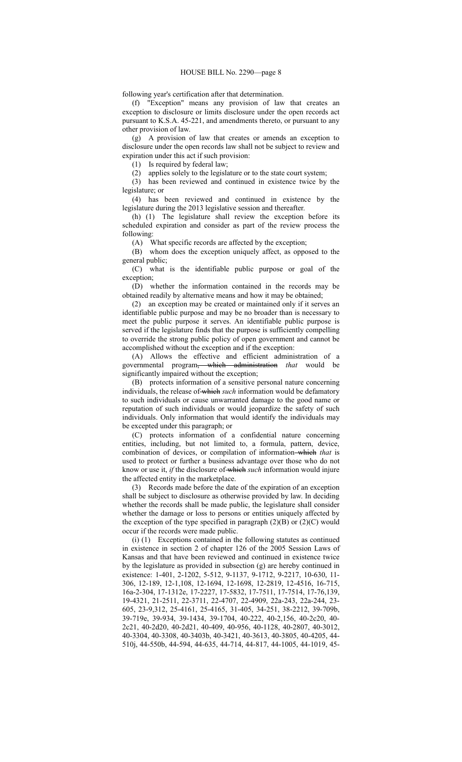following year's certification after that determination.

(f) "Exception" means any provision of law that creates an exception to disclosure or limits disclosure under the open records act pursuant to K.S.A. 45-221, and amendments thereto, or pursuant to any other provision of law.

(g) A provision of law that creates or amends an exception to disclosure under the open records law shall not be subject to review and expiration under this act if such provision:

(1) Is required by federal law;

(2) applies solely to the legislature or to the state court system;

(3) has been reviewed and continued in existence twice by the legislature; or

(4) has been reviewed and continued in existence by the legislature during the 2013 legislative session and thereafter.

(h) (1) The legislature shall review the exception before its scheduled expiration and consider as part of the review process the following:

(A) What specific records are affected by the exception;

(B) whom does the exception uniquely affect, as opposed to the general public;

(C) what is the identifiable public purpose or goal of the exception;

(D) whether the information contained in the records may be obtained readily by alternative means and how it may be obtained;

(2) an exception may be created or maintained only if it serves an identifiable public purpose and may be no broader than is necessary to meet the public purpose it serves. An identifiable public purpose is served if the legislature finds that the purpose is sufficiently compelling to override the strong public policy of open government and cannot be accomplished without the exception and if the exception:

(A) Allows the effective and efficient administration of a governmental program~~, which administration~~ *that* would be significantly impaired without the exception;

(B) protects information of a sensitive personal nature concerning individuals, the release of ~~which~~ *such* information would be defamatory to such individuals or cause unwarranted damage to the good name or reputation of such individuals or would jeopardize the safety of such individuals. Only information that would identify the individuals may be excepted under this paragraph; or

(C) protects information of a confidential nature concerning entities, including, but not limited to, a formula, pattern, device, combination of devices, or compilation of information ~~which~~ *that* is used to protect or further a business advantage over those who do not know or use it, *if* the disclosure of ~~which~~ *such* information would injure the affected entity in the marketplace.

(3) Records made before the date of the expiration of an exception shall be subject to disclosure as otherwise provided by law. In deciding whether the records shall be made public, the legislature shall consider whether the damage or loss to persons or entities uniquely affected by the exception of the type specified in paragraph (2)(B) or (2)(C) would occur if the records were made public.

(i) (1) Exceptions contained in the following statutes as continued in existence in section 2 of chapter 126 of the 2005 Session Laws of Kansas and that have been reviewed and continued in existence twice by the legislature as provided in subsection (g) are hereby continued in existence: 1-401, 2-1202, 5-512, 9-1137, 9-1712, 9-2217, 10-630, 11-306, 12-189, 12-1,108, 12-1694, 12-1698, 12-2819, 12-4516, 16-715, 16a-2-304, 17-1312e, 17-2227, 17-5832, 17-7511, 17-7514, 17-76,139, 19-4321, 21-2511, 22-3711, 22-4707, 22-4909, 22a-243, 22a-244, 23-605, 23-9,312, 25-4161, 25-4165, 31-405, 34-251, 38-2212, 39-709b, 39-719e, 39-934, 39-1434, 39-1704, 40-222, 40-2,156, 40-2c20, 40-2c21, 40-2d20, 40-2d21, 40-409, 40-956, 40-1128, 40-2807, 40-3012, 40-3304, 40-3308, 40-3403b, 40-3421, 40-3613, 40-3805, 40-4205, 44-510j, 44-550b, 44-594, 44-635, 44-714, 44-817, 44-1005, 44-1019, 45-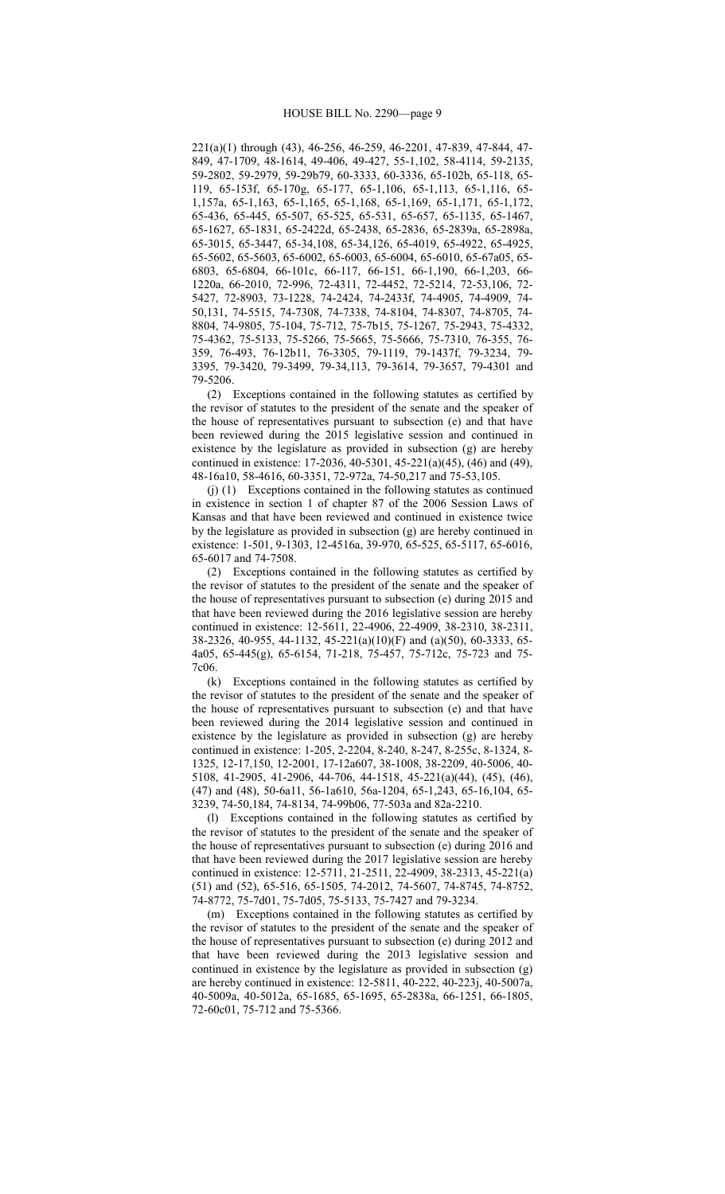221(a)(1) through (43), 46-256, 46-259, 46-2201, 47-839, 47-844, 47-849, 47-1709, 48-1614, 49-406, 49-427, 55-1,102, 58-4114, 59-2135, 59-2802, 59-2979, 59-29b79, 60-3333, 60-3336, 65-102b, 65-118, 65-119, 65-153f, 65-170g, 65-177, 65-1,106, 65-1,113, 65-1,116, 65-1,157a, 65-1,163, 65-1,165, 65-1,168, 65-1,169, 65-1,171, 65-1,172, 65-436, 65-445, 65-507, 65-525, 65-531, 65-657, 65-1135, 65-1467, 65-1627, 65-1831, 65-2422d, 65-2438, 65-2836, 65-2839a, 65-2898a, 65-3015, 65-3447, 65-34,108, 65-34,126, 65-4019, 65-4922, 65-4925, 65-5602, 65-5603, 65-6002, 65-6003, 65-6004, 65-6010, 65-67a05, 65-6803, 65-6804, 66-101c, 66-117, 66-151, 66-1,190, 66-1,203, 66-1220a, 66-2010, 72-996, 72-4311, 72-4452, 72-5214, 72-53,106, 72-5427, 72-8903, 73-1228, 74-2424, 74-2433f, 74-4905, 74-4909, 74-50,131, 74-5515, 74-7308, 74-7338, 74-8104, 74-8307, 74-8705, 74-8804, 74-9805, 75-104, 75-712, 75-7b15, 75-1267, 75-2943, 75-4332, 75-4362, 75-5133, 75-5266, 75-5665, 75-5666, 75-7310, 76-355, 76-359, 76-493, 76-12b11, 76-3305, 79-1119, 79-1437f, 79-3234, 79-3395, 79-3420, 79-3499, 79-34,113, 79-3614, 79-3657, 79-4301 and 79-5206.

(2) Exceptions contained in the following statutes as certified by the revisor of statutes to the president of the senate and the speaker of the house of representatives pursuant to subsection (e) and that have been reviewed during the 2015 legislative session and continued in existence by the legislature as provided in subsection (g) are hereby continued in existence: 17-2036, 40-5301, 45-221(a)(45), (46) and (49), 48-16a10, 58-4616, 60-3351, 72-972a, 74-50,217 and 75-53,105.

(j) (1) Exceptions contained in the following statutes as continued in existence in section 1 of chapter 87 of the 2006 Session Laws of Kansas and that have been reviewed and continued in existence twice by the legislature as provided in subsection (g) are hereby continued in existence: 1-501, 9-1303, 12-4516a, 39-970, 65-525, 65-5117, 65-6016, 65-6017 and 74-7508.

(2) Exceptions contained in the following statutes as certified by the revisor of statutes to the president of the senate and the speaker of the house of representatives pursuant to subsection (e) during 2015 and that have been reviewed during the 2016 legislative session are hereby continued in existence: 12-5611, 22-4906, 22-4909, 38-2310, 38-2311, 38-2326, 40-955, 44-1132, 45-221(a)(10)(F) and (a)(50), 60-3333, 65-4a05, 65-445(g), 65-6154, 71-218, 75-457, 75-712c, 75-723 and 75-7c06.

(k) Exceptions contained in the following statutes as certified by the revisor of statutes to the president of the senate and the speaker of the house of representatives pursuant to subsection (e) and that have been reviewed during the 2014 legislative session and continued in existence by the legislature as provided in subsection (g) are hereby continued in existence: 1-205, 2-2204, 8-240, 8-247, 8-255c, 8-1324, 8-1325, 12-17,150, 12-2001, 17-12a607, 38-1008, 38-2209, 40-5006, 40-5108, 41-2905, 41-2906, 44-706, 44-1518, 45-221(a)(44), (45), (46), (47) and (48), 50-6a11, 56-1a610, 56a-1204, 65-1,243, 65-16,104, 65-3239, 74-50,184, 74-8134, 74-99b06, 77-503a and 82a-2210.

(l) Exceptions contained in the following statutes as certified by the revisor of statutes to the president of the senate and the speaker of the house of representatives pursuant to subsection (e) during 2016 and that have been reviewed during the 2017 legislative session are hereby continued in existence: 12-5711, 21-2511, 22-4909, 38-2313, 45-221(a)(51) and (52), 65-516, 65-1505, 74-2012, 74-5607, 74-8745, 74-8752, 74-8772, 75-7d01, 75-7d05, 75-5133, 75-7427 and 79-3234.

(m) Exceptions contained in the following statutes as certified by the revisor of statutes to the president of the senate and the speaker of the house of representatives pursuant to subsection (e) during 2012 and that have been reviewed during the 2013 legislative session and continued in existence by the legislature as provided in subsection (g) are hereby continued in existence: 12-5811, 40-222, 40-223j, 40-5007a, 40-5009a, 40-5012a, 65-1685, 65-1695, 65-2838a, 66-1251, 66-1805, 72-60c01, 75-712 and 75-5366.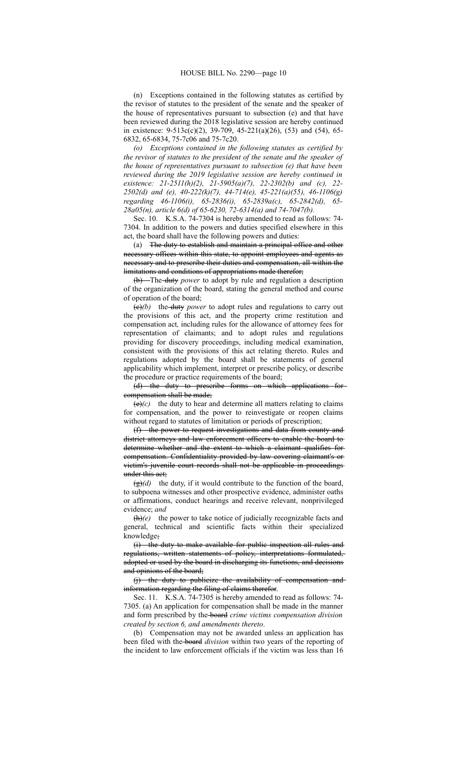(n) Exceptions contained in the following statutes as certified by the revisor of statutes to the president of the senate and the speaker of the house of representatives pursuant to subsection (e) and that have been reviewed during the 2018 legislative session are hereby continued in existence: 9-513c(c)(2), 39-709, 45-221(a)(26), (53) and (54), 65-6832, 65-6834, 75-7c06 and 75-7c20.

*(o) Exceptions contained in the following statutes as certified by the revisor of statutes to the president of the senate and the speaker of the house of representatives pursuant to subsection (e) that have been reviewed during the 2019 legislative session are hereby continued in existence: 21-2511(h)(2), 21-5905(a)(7), 22-2302(b) and (c), 22-2502(d) and (e), 40-222(k)(7), 44-714(e), 45-221(a)(55), 46-1106(g) regarding 46-1106(i), 65-2836(i), 65-2839a(c), 65-2842(d), 65-28a05(n), article 6(d) of 65-6230, 72-6314(a) and 74-7047(b).*

Sec. 10. K.S.A. 74-7304 is hereby amended to read as follows: 74-7304. In addition to the powers and duties specified elsewhere in this act, the board shall have the following powers and duties:

(a) ~~The duty to establish and maintain a principal office and other necessary offices within this state, to appoint employees and agents as necessary and to prescribe their duties and compensation, all within the limitations and conditions of appropriations made therefor;~~

~~(b)~~ The ~~duty~~ *power* to adopt by rule and regulation a description of the organization of the board, stating the general method and course of operation of the board;

~~(c)~~*(b)* the ~~duty~~ *power* to adopt rules and regulations to carry out the provisions of this act, and the property crime restitution and compensation act, including rules for the allowance of attorney fees for representation of claimants; and to adopt rules and regulations providing for discovery proceedings, including medical examination, consistent with the provisions of this act relating thereto. Rules and regulations adopted by the board shall be statements of general applicability which implement, interpret or prescribe policy, or describe the procedure or practice requirements of the board;

~~(d) the duty to prescribe forms on which applications for compensation shall be made;~~

~~(e)~~*(c)* the duty to hear and determine all matters relating to claims for compensation, and the power to reinvestigate or reopen claims without regard to statutes of limitation or periods of prescription;

~~(f) the power to request investigations and data from county and district attorneys and law enforcement officers to enable the board to determine whether and the extent to which a claimant qualifies for compensation. Confidentiality provided by law covering claimant's or victim's juvenile court records shall not be applicable in proceedings under this act;~~

~~(g)~~*(d)* the duty, if it would contribute to the function of the board, to subpoena witnesses and other prospective evidence, administer oaths or affirmations, conduct hearings and receive relevant, nonprivileged evidence; *and*

~~(h)~~*(e)* the power to take notice of judicially recognizable facts and general, technical and scientific facts within their specialized knowledge~~;~~

~~(i) the duty to make available for public inspection all rules and regulations, written statements of policy, interpretations formulated, adopted or used by the board in discharging its functions, and decisions and opinions of the board;~~

~~(j) the duty to publicize the availability of compensation and information regarding the filing of claims therefor~~.

Sec. 11. K.S.A. 74-7305 is hereby amended to read as follows: 74-7305. (a) An application for compensation shall be made in the manner and form prescribed by the ~~board~~ *crime victims compensation division created by section 6, and amendments thereto*.

(b) Compensation may not be awarded unless an application has been filed with the ~~board~~ *division* within two years of the reporting of the incident to law enforcement officials if the victim was less than 16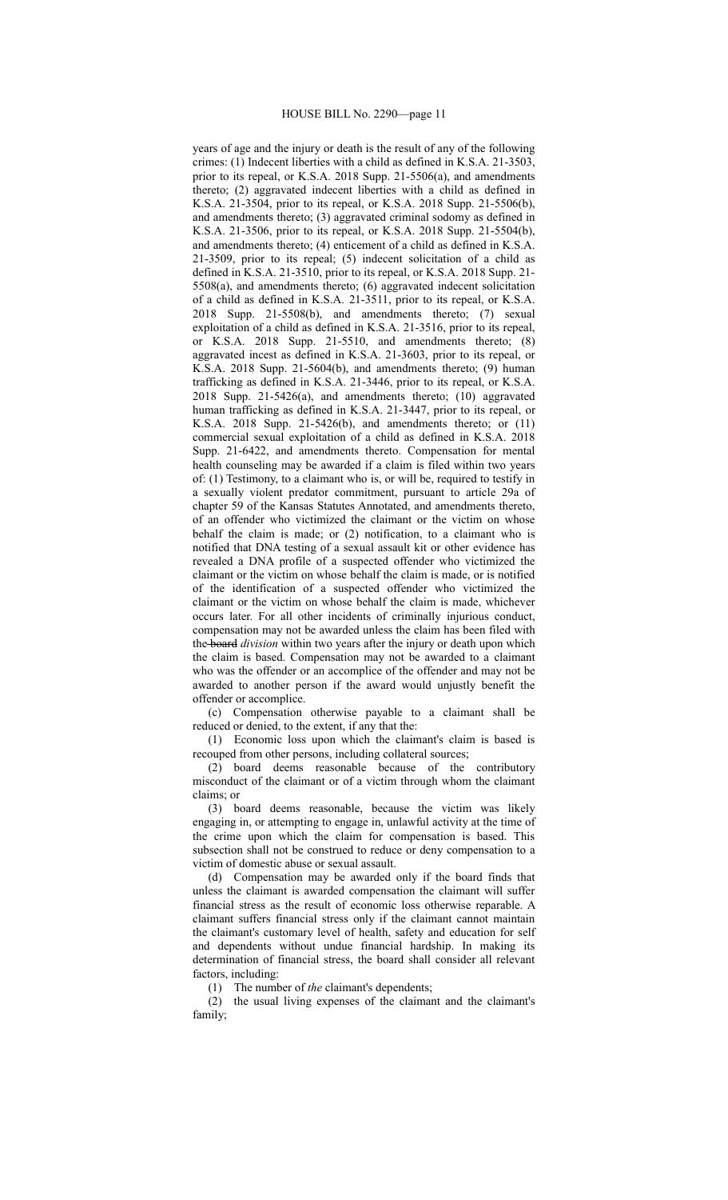years of age and the injury or death is the result of any of the following crimes: (1) Indecent liberties with a child as defined in K.S.A. 21-3503, prior to its repeal, or K.S.A. 2018 Supp. 21-5506(a), and amendments thereto; (2) aggravated indecent liberties with a child as defined in K.S.A. 21-3504, prior to its repeal, or K.S.A. 2018 Supp. 21-5506(b), and amendments thereto; (3) aggravated criminal sodomy as defined in K.S.A. 21-3506, prior to its repeal, or K.S.A. 2018 Supp. 21-5504(b), and amendments thereto; (4) enticement of a child as defined in K.S.A. 21-3509, prior to its repeal; (5) indecent solicitation of a child as defined in K.S.A. 21-3510, prior to its repeal, or K.S.A. 2018 Supp. 21-5508(a), and amendments thereto; (6) aggravated indecent solicitation of a child as defined in K.S.A. 21-3511, prior to its repeal, or K.S.A. 2018 Supp. 21-5508(b), and amendments thereto; (7) sexual exploitation of a child as defined in K.S.A. 21-3516, prior to its repeal, or K.S.A. 2018 Supp. 21-5510, and amendments thereto; (8) aggravated incest as defined in K.S.A. 21-3603, prior to its repeal, or K.S.A. 2018 Supp. 21-5604(b), and amendments thereto; (9) human trafficking as defined in K.S.A. 21-3446, prior to its repeal, or K.S.A. 2018 Supp. 21-5426(a), and amendments thereto; (10) aggravated human trafficking as defined in K.S.A. 21-3447, prior to its repeal, or K.S.A. 2018 Supp. 21-5426(b), and amendments thereto; or (11) commercial sexual exploitation of a child as defined in K.S.A. 2018 Supp. 21-6422, and amendments thereto. Compensation for mental health counseling may be awarded if a claim is filed within two years of: (1) Testimony, to a claimant who is, or will be, required to testify in a sexually violent predator commitment, pursuant to article 29a of chapter 59 of the Kansas Statutes Annotated, and amendments thereto, of an offender who victimized the claimant or the victim on whose behalf the claim is made; or (2) notification, to a claimant who is notified that DNA testing of a sexual assault kit or other evidence has revealed a DNA profile of a suspected offender who victimized the claimant or the victim on whose behalf the claim is made, or is notified of the identification of a suspected offender who victimized the claimant or the victim on whose behalf the claim is made, whichever occurs later. For all other incidents of criminally injurious conduct, compensation may not be awarded unless the claim has been filed with the ~~board~~ *division* within two years after the injury or death upon which the claim is based. Compensation may not be awarded to a claimant who was the offender or an accomplice of the offender and may not be awarded to another person if the award would unjustly benefit the offender or accomplice.

(c) Compensation otherwise payable to a claimant shall be reduced or denied, to the extent, if any that the:

(1) Economic loss upon which the claimant's claim is based is recouped from other persons, including collateral sources;

(2) board deems reasonable because of the contributory misconduct of the claimant or of a victim through whom the claimant claims; or

(3) board deems reasonable, because the victim was likely engaging in, or attempting to engage in, unlawful activity at the time of the crime upon which the claim for compensation is based. This subsection shall not be construed to reduce or deny compensation to a victim of domestic abuse or sexual assault.

(d) Compensation may be awarded only if the board finds that unless the claimant is awarded compensation the claimant will suffer financial stress as the result of economic loss otherwise reparable. A claimant suffers financial stress only if the claimant cannot maintain the claimant's customary level of health, safety and education for self and dependents without undue financial hardship. In making its determination of financial stress, the board shall consider all relevant factors, including:

(1) The number of *the* claimant's dependents;

(2) the usual living expenses of the claimant and the claimant's family;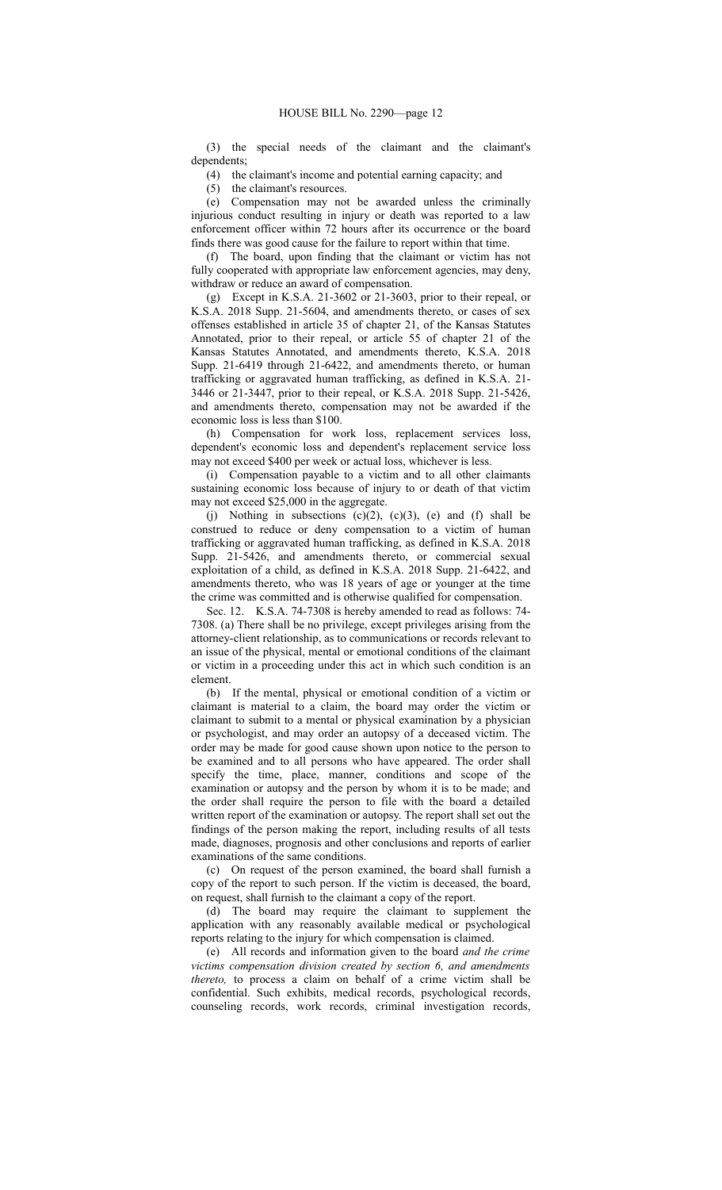(3) the special needs of the claimant and the claimant's dependents;

(4) the claimant's income and potential earning capacity; and

(5) the claimant's resources.

(e) Compensation may not be awarded unless the criminally injurious conduct resulting in injury or death was reported to a law enforcement officer within 72 hours after its occurrence or the board finds there was good cause for the failure to report within that time.

(f) The board, upon finding that the claimant or victim has not fully cooperated with appropriate law enforcement agencies, may deny, withdraw or reduce an award of compensation.

(g) Except in K.S.A. 21-3602 or 21-3603, prior to their repeal, or K.S.A. 2018 Supp. 21-5604, and amendments thereto, or cases of sex offenses established in article 35 of chapter 21, of the Kansas Statutes Annotated, prior to their repeal, or article 55 of chapter 21 of the Kansas Statutes Annotated, and amendments thereto, K.S.A. 2018 Supp. 21-6419 through 21-6422, and amendments thereto, or human trafficking or aggravated human trafficking, as defined in K.S.A. 21-3446 or 21-3447, prior to their repeal, or K.S.A. 2018 Supp. 21-5426, and amendments thereto, compensation may not be awarded if the economic loss is less than $100.

(h) Compensation for work loss, replacement services loss, dependent's economic loss and dependent's replacement service loss may not exceed $400 per week or actual loss, whichever is less.

(i) Compensation payable to a victim and to all other claimants sustaining economic loss because of injury to or death of that victim may not exceed $25,000 in the aggregate.

(j) Nothing in subsections (c)(2), (c)(3), (e) and (f) shall be construed to reduce or deny compensation to a victim of human trafficking or aggravated human trafficking, as defined in K.S.A. 2018 Supp. 21-5426, and amendments thereto, or commercial sexual exploitation of a child, as defined in K.S.A. 2018 Supp. 21-6422, and amendments thereto, who was 18 years of age or younger at the time the crime was committed and is otherwise qualified for compensation.

Sec. 12. K.S.A. 74-7308 is hereby amended to read as follows: 74-7308. (a) There shall be no privilege, except privileges arising from the attorney-client relationship, as to communications or records relevant to an issue of the physical, mental or emotional conditions of the claimant or victim in a proceeding under this act in which such condition is an element.

(b) If the mental, physical or emotional condition of a victim or claimant is material to a claim, the board may order the victim or claimant to submit to a mental or physical examination by a physician or psychologist, and may order an autopsy of a deceased victim. The order may be made for good cause shown upon notice to the person to be examined and to all persons who have appeared. The order shall specify the time, place, manner, conditions and scope of the examination or autopsy and the person by whom it is to be made; and the order shall require the person to file with the board a detailed written report of the examination or autopsy. The report shall set out the findings of the person making the report, including results of all tests made, diagnoses, prognosis and other conclusions and reports of earlier examinations of the same conditions.

(c) On request of the person examined, the board shall furnish a copy of the report to such person. If the victim is deceased, the board, on request, shall furnish to the claimant a copy of the report.

(d) The board may require the claimant to supplement the application with any reasonably available medical or psychological reports relating to the injury for which compensation is claimed.

(e) All records and information given to the board *and the crime victims compensation division created by section 6, and amendments thereto,* to process a claim on behalf of a crime victim shall be confidential. Such exhibits, medical records, psychological records, counseling records, work records, criminal investigation records,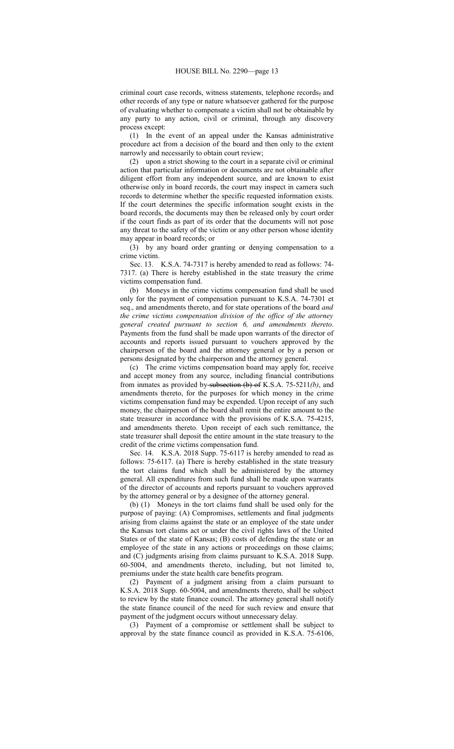criminal court case records, witness statements, telephone records~~,~~ and other records of any type or nature whatsoever gathered for the purpose of evaluating whether to compensate a victim shall not be obtainable by any party to any action, civil or criminal, through any discovery process except:

(1) In the event of an appeal under the Kansas administrative procedure act from a decision of the board and then only to the extent narrowly and necessarily to obtain court review;

(2) upon a strict showing to the court in a separate civil or criminal action that particular information or documents are not obtainable after diligent effort from any independent source, and are known to exist otherwise only in board records, the court may inspect in camera such records to determine whether the specific requested information exists. If the court determines the specific information sought exists in the board records, the documents may then be released only by court order if the court finds as part of its order that the documents will not pose any threat to the safety of the victim or any other person whose identity may appear in board records; or

(3) by any board order granting or denying compensation to a crime victim.

Sec. 13. K.S.A. 74-7317 is hereby amended to read as follows: 74-7317. (a) There is hereby established in the state treasury the crime victims compensation fund.

(b) Moneys in the crime victims compensation fund shall be used only for the payment of compensation pursuant to K.S.A. 74-7301 et seq., and amendments thereto, and for state operations of the board *and the crime victims compensation division of the office of the attorney general created pursuant to section 6, and amendments thereto*. Payments from the fund shall be made upon warrants of the director of accounts and reports issued pursuant to vouchers approved by the chairperson of the board and the attorney general or by a person or persons designated by the chairperson and the attorney general.

(c) The crime victims compensation board may apply for, receive and accept money from any source, including financial contributions from inmates as provided by ~~subsection (b) of~~ K.S.A. 75-5211*(b)*, and amendments thereto, for the purposes for which money in the crime victims compensation fund may be expended. Upon receipt of any such money, the chairperson of the board shall remit the entire amount to the state treasurer in accordance with the provisions of K.S.A. 75-4215, and amendments thereto. Upon receipt of each such remittance, the state treasurer shall deposit the entire amount in the state treasury to the credit of the crime victims compensation fund.

Sec. 14. K.S.A. 2018 Supp. 75-6117 is hereby amended to read as follows: 75-6117. (a) There is hereby established in the state treasury the tort claims fund which shall be administered by the attorney general. All expenditures from such fund shall be made upon warrants of the director of accounts and reports pursuant to vouchers approved by the attorney general or by a designee of the attorney general.

(b) (1) Moneys in the tort claims fund shall be used only for the purpose of paying: (A) Compromises, settlements and final judgments arising from claims against the state or an employee of the state under the Kansas tort claims act or under the civil rights laws of the United States or of the state of Kansas; (B) costs of defending the state or an employee of the state in any actions or proceedings on those claims; and (C) judgments arising from claims pursuant to K.S.A. 2018 Supp. 60-5004, and amendments thereto, including, but not limited to, premiums under the state health care benefits program.

(2) Payment of a judgment arising from a claim pursuant to K.S.A. 2018 Supp. 60-5004, and amendments thereto, shall be subject to review by the state finance council. The attorney general shall notify the state finance council of the need for such review and ensure that payment of the judgment occurs without unnecessary delay.

(3) Payment of a compromise or settlement shall be subject to approval by the state finance council as provided in K.S.A. 75-6106,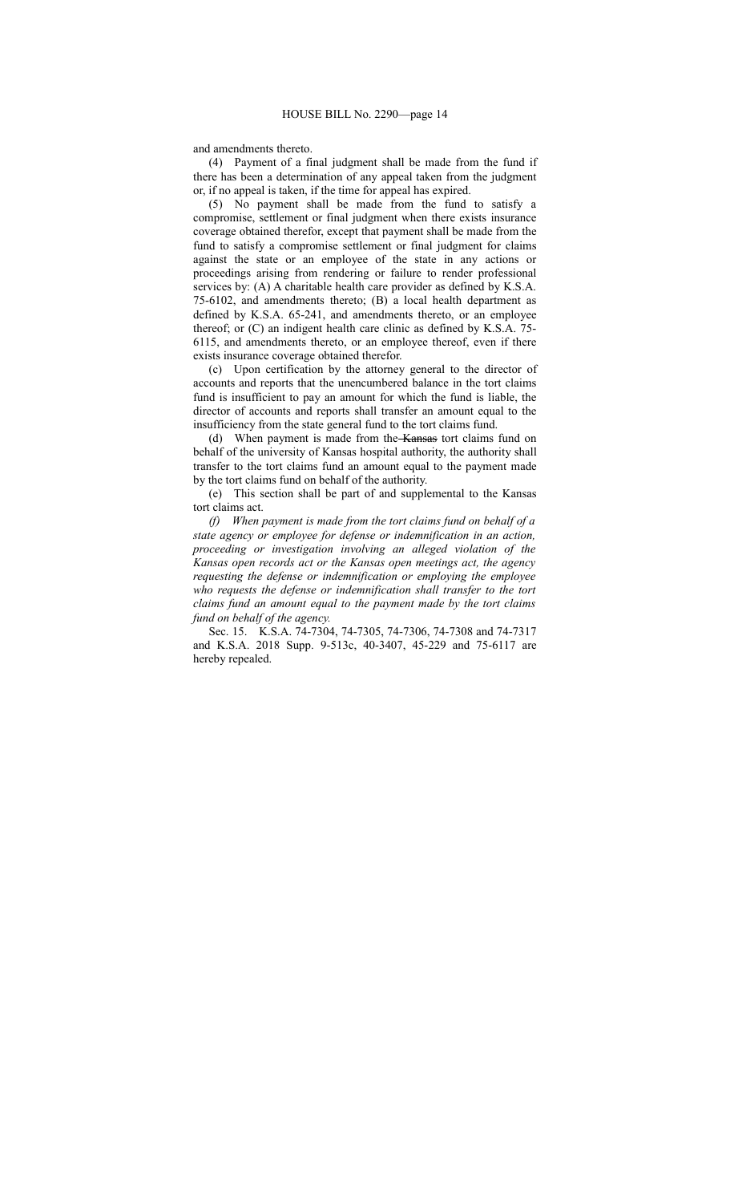and amendments thereto.

(4) Payment of a final judgment shall be made from the fund if there has been a determination of any appeal taken from the judgment or, if no appeal is taken, if the time for appeal has expired.

(5) No payment shall be made from the fund to satisfy a compromise, settlement or final judgment when there exists insurance coverage obtained therefor, except that payment shall be made from the fund to satisfy a compromise settlement or final judgment for claims against the state or an employee of the state in any actions or proceedings arising from rendering or failure to render professional services by: (A) A charitable health care provider as defined by K.S.A. 75-6102, and amendments thereto; (B) a local health department as defined by K.S.A. 65-241, and amendments thereto, or an employee thereof; or (C) an indigent health care clinic as defined by K.S.A. 75-6115, and amendments thereto, or an employee thereof, even if there exists insurance coverage obtained therefor.

(c) Upon certification by the attorney general to the director of accounts and reports that the unencumbered balance in the tort claims fund is insufficient to pay an amount for which the fund is liable, the director of accounts and reports shall transfer an amount equal to the insufficiency from the state general fund to the tort claims fund.

(d) When payment is made from the ~~Kansas~~ tort claims fund on behalf of the university of Kansas hospital authority, the authority shall transfer to the tort claims fund an amount equal to the payment made by the tort claims fund on behalf of the authority.

(e) This section shall be part of and supplemental to the Kansas tort claims act.

*(f) When payment is made from the tort claims fund on behalf of a state agency or employee for defense or indemnification in an action, proceeding or investigation involving an alleged violation of the Kansas open records act or the Kansas open meetings act, the agency requesting the defense or indemnification or employing the employee who requests the defense or indemnification shall transfer to the tort claims fund an amount equal to the payment made by the tort claims fund on behalf of the agency.*

Sec. 15. K.S.A. 74-7304, 74-7305, 74-7306, 74-7308 and 74-7317 and K.S.A. 2018 Supp. 9-513c, 40-3407, 45-229 and 75-6117 are hereby repealed.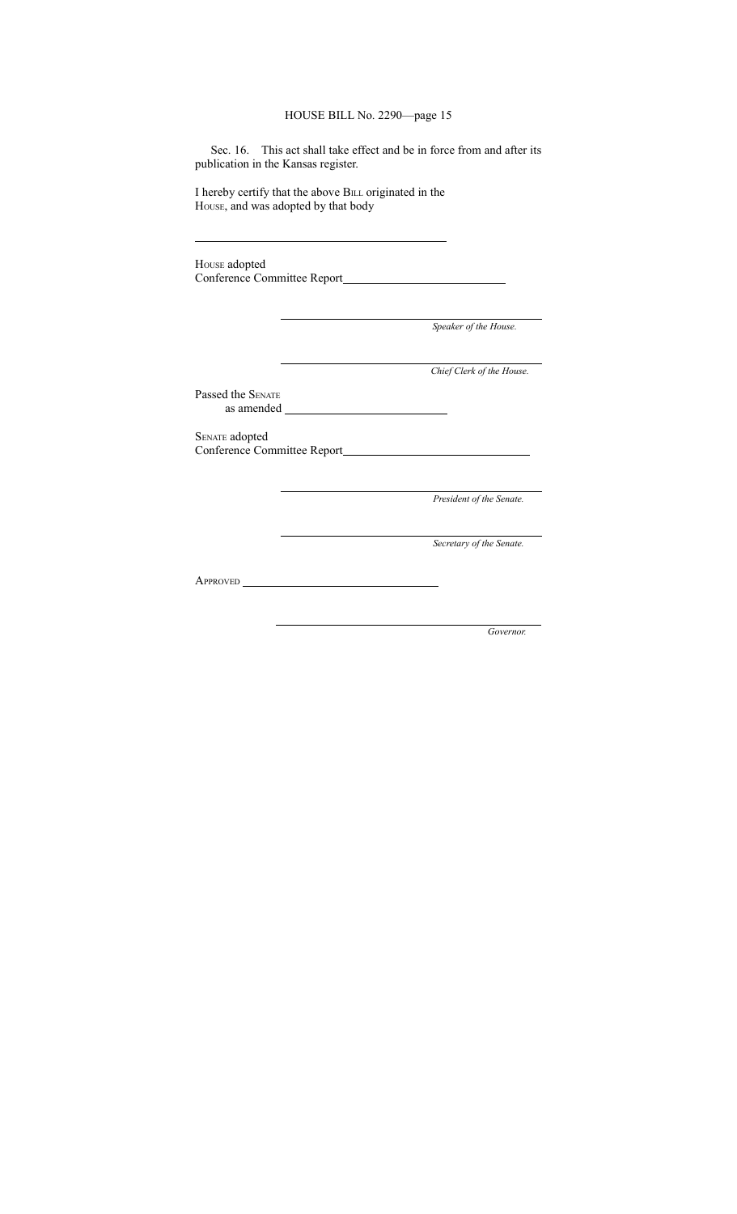Sec. 16. This act shall take effect and be in force from and after its publication in the Kansas register.

I hereby certify that the above BILL originated in the HOUSE, and was adopted by that body

\_\_\_\_\_\_\_\_\_\_\_\_\_\_\_\_\_\_\_\_\_\_\_\_\_\_\_\_\_\_\_\_\_\_\_\_\_\_

HOUSE adopted
Conference Committee Report\_\_\_\_\_\_\_\_\_\_\_\_\_\_\_\_\_\_\_\_\_\_\_\_\_

\_\_\_\_\_\_\_\_\_\_\_\_\_\_\_\_\_\_\_\_\_\_\_\_\_\_\_\_\_\_\_\_\_\_\_\_\_\_
*Speaker of the House.*

\_\_\_\_\_\_\_\_\_\_\_\_\_\_\_\_\_\_\_\_\_\_\_\_\_\_\_\_\_\_\_\_\_\_\_\_\_\_
*Chief Clerk of the House.*

Passed the SENATE
as amended \_\_\_\_\_\_\_\_\_\_\_\_\_\_\_\_\_\_\_\_\_\_\_\_\_

SENATE adopted
Conference Committee Report\_\_\_\_\_\_\_\_\_\_\_\_\_\_\_\_\_\_\_\_\_\_\_\_\_

\_\_\_\_\_\_\_\_\_\_\_\_\_\_\_\_\_\_\_\_\_\_\_\_\_\_\_\_\_\_\_\_\_\_\_\_\_\_
*President of the Senate.*

\_\_\_\_\_\_\_\_\_\_\_\_\_\_\_\_\_\_\_\_\_\_\_\_\_\_\_\_\_\_\_\_\_\_\_\_\_\_
*Secretary of the Senate.*

APPROVED \_\_\_\_\_\_\_\_\_\_\_\_\_\_\_\_\_\_\_\_\_\_\_\_\_\_\_\_\_\_\_\_

\_\_\_\_\_\_\_\_\_\_\_\_\_\_\_\_\_\_\_\_\_\_\_\_\_\_\_\_\_\_\_\_\_\_\_\_\_\_
*Governor.*